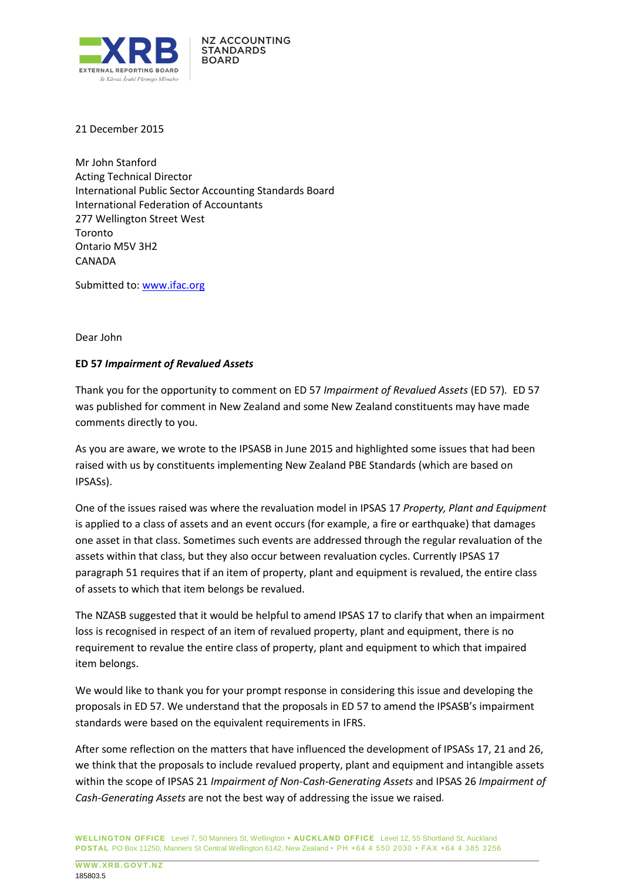21 December 2015

Mr John Stanford
Acting Technical Director
International Public Sector Accounting Standards Board
International Federation of Accountants
277 Wellington Street West
Toronto
Ontario M5V 3H2
CANADA

Submitted to: www.ifac.org

Dear John

**ED 57 *Impairment of Revalued Assets***

Thank you for the opportunity to comment on ED 57 *Impairment of Revalued Assets* (ED 57). ED 57 was published for comment in New Zealand and some New Zealand constituents may have made comments directly to you.

As you are aware, we wrote to the IPSASB in June 2015 and highlighted some issues that had been raised with us by constituents implementing New Zealand PBE Standards (which are based on IPSASs).

One of the issues raised was where the revaluation model in IPSAS 17 *Property, Plant and Equipment* is applied to a class of assets and an event occurs (for example, a fire or earthquake) that damages one asset in that class. Sometimes such events are addressed through the regular revaluation of the assets within that class, but they also occur between revaluation cycles. Currently IPSAS 17 paragraph 51 requires that if an item of property, plant and equipment is revalued, the entire class of assets to which that item belongs be revalued.

The NZASB suggested that it would be helpful to amend IPSAS 17 to clarify that when an impairment loss is recognised in respect of an item of revalued property, plant and equipment, there is no requirement to revalue the entire class of property, plant and equipment to which that impaired item belongs.

We would like to thank you for your prompt response in considering this issue and developing the proposals in ED 57. We understand that the proposals in ED 57 to amend the IPSASB's impairment standards were based on the equivalent requirements in IFRS.

After some reflection on the matters that have influenced the development of IPSASs 17, 21 and 26, we think that the proposals to include revalued property, plant and equipment and intangible assets within the scope of IPSAS 21 *Impairment of Non-Cash-Generating Assets* and IPSAS 26 *Impairment of Cash-Generating Assets* are not the best way of addressing the issue we raised.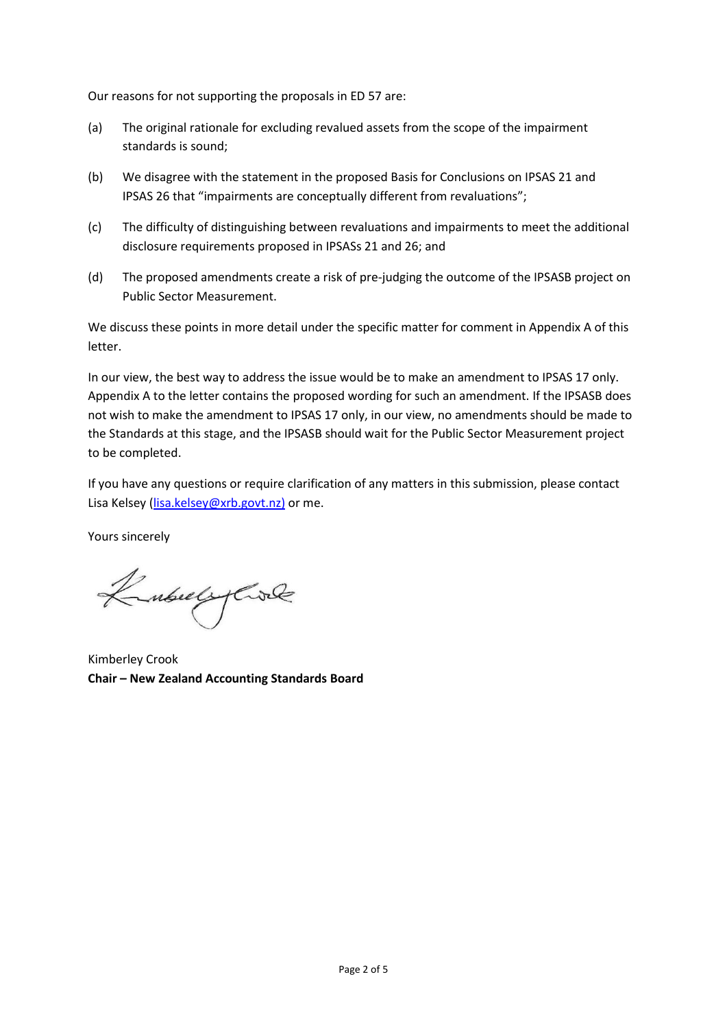Our reasons for not supporting the proposals in ED 57 are:

(a) The original rationale for excluding revalued assets from the scope of the impairment standards is sound;

(b) We disagree with the statement in the proposed Basis for Conclusions on IPSAS 21 and IPSAS 26 that "impairments are conceptually different from revaluations";

(c) The difficulty of distinguishing between revaluations and impairments to meet the additional disclosure requirements proposed in IPSASs 21 and 26; and

(d) The proposed amendments create a risk of pre-judging the outcome of the IPSASB project on Public Sector Measurement.

We discuss these points in more detail under the specific matter for comment in Appendix A of this letter.

In our view, the best way to address the issue would be to make an amendment to IPSAS 17 only. Appendix A to the letter contains the proposed wording for such an amendment. If the IPSASB does not wish to make the amendment to IPSAS 17 only, in our view, no amendments should be made to the Standards at this stage, and the IPSASB should wait for the Public Sector Measurement project to be completed.

If you have any questions or require clarification of any matters in this submission, please contact Lisa Kelsey (lisa.kelsey@xrb.govt.nz) or me.

Yours sincerely

Kimberley Crook
**Chair – New Zealand Accounting Standards Board**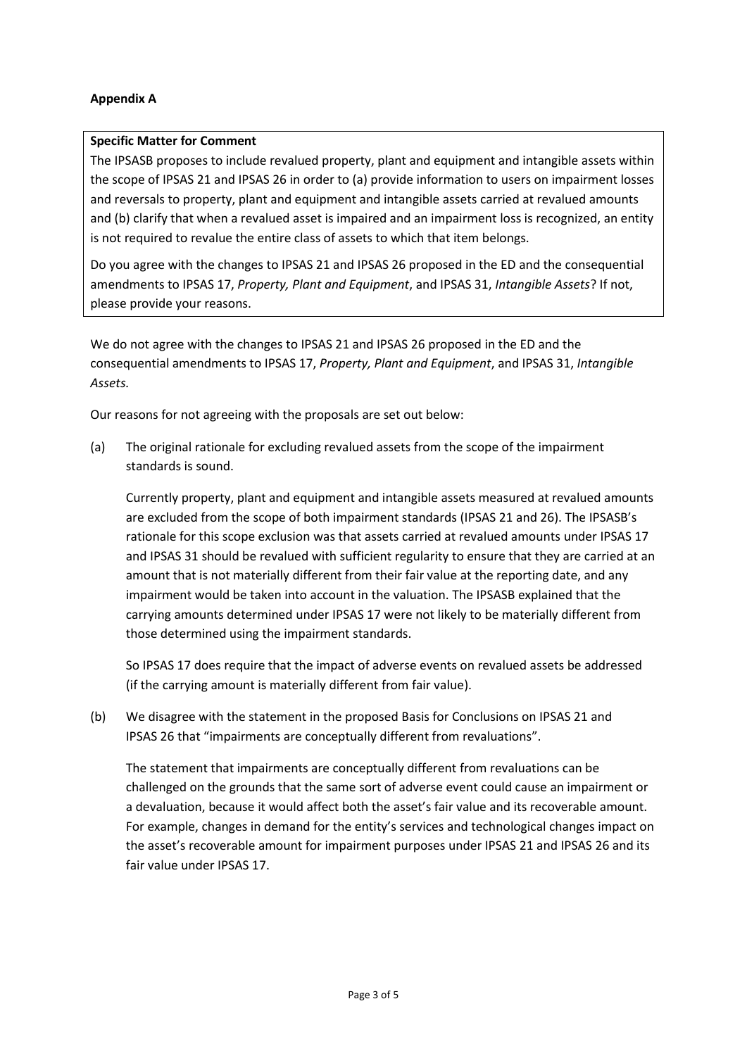**Appendix A**

**Specific Matter for Comment**

The IPSASB proposes to include revalued property, plant and equipment and intangible assets within the scope of IPSAS 21 and IPSAS 26 in order to (a) provide information to users on impairment losses and reversals to property, plant and equipment and intangible assets carried at revalued amounts and (b) clarify that when a revalued asset is impaired and an impairment loss is recognized, an entity is not required to revalue the entire class of assets to which that item belongs.

Do you agree with the changes to IPSAS 21 and IPSAS 26 proposed in the ED and the consequential amendments to IPSAS 17, *Property, Plant and Equipment*, and IPSAS 31, *Intangible Assets*? If not, please provide your reasons.

We do not agree with the changes to IPSAS 21 and IPSAS 26 proposed in the ED and the consequential amendments to IPSAS 17, *Property, Plant and Equipment*, and IPSAS 31, *Intangible Assets.*

Our reasons for not agreeing with the proposals are set out below:

(a) The original rationale for excluding revalued assets from the scope of the impairment standards is sound.

Currently property, plant and equipment and intangible assets measured at revalued amounts are excluded from the scope of both impairment standards (IPSAS 21 and 26). The IPSASB's rationale for this scope exclusion was that assets carried at revalued amounts under IPSAS 17 and IPSAS 31 should be revalued with sufficient regularity to ensure that they are carried at an amount that is not materially different from their fair value at the reporting date, and any impairment would be taken into account in the valuation. The IPSASB explained that the carrying amounts determined under IPSAS 17 were not likely to be materially different from those determined using the impairment standards.

So IPSAS 17 does require that the impact of adverse events on revalued assets be addressed (if the carrying amount is materially different from fair value).

(b) We disagree with the statement in the proposed Basis for Conclusions on IPSAS 21 and IPSAS 26 that "impairments are conceptually different from revaluations".

The statement that impairments are conceptually different from revaluations can be challenged on the grounds that the same sort of adverse event could cause an impairment or a devaluation, because it would affect both the asset's fair value and its recoverable amount. For example, changes in demand for the entity's services and technological changes impact on the asset's recoverable amount for impairment purposes under IPSAS 21 and IPSAS 26 and its fair value under IPSAS 17.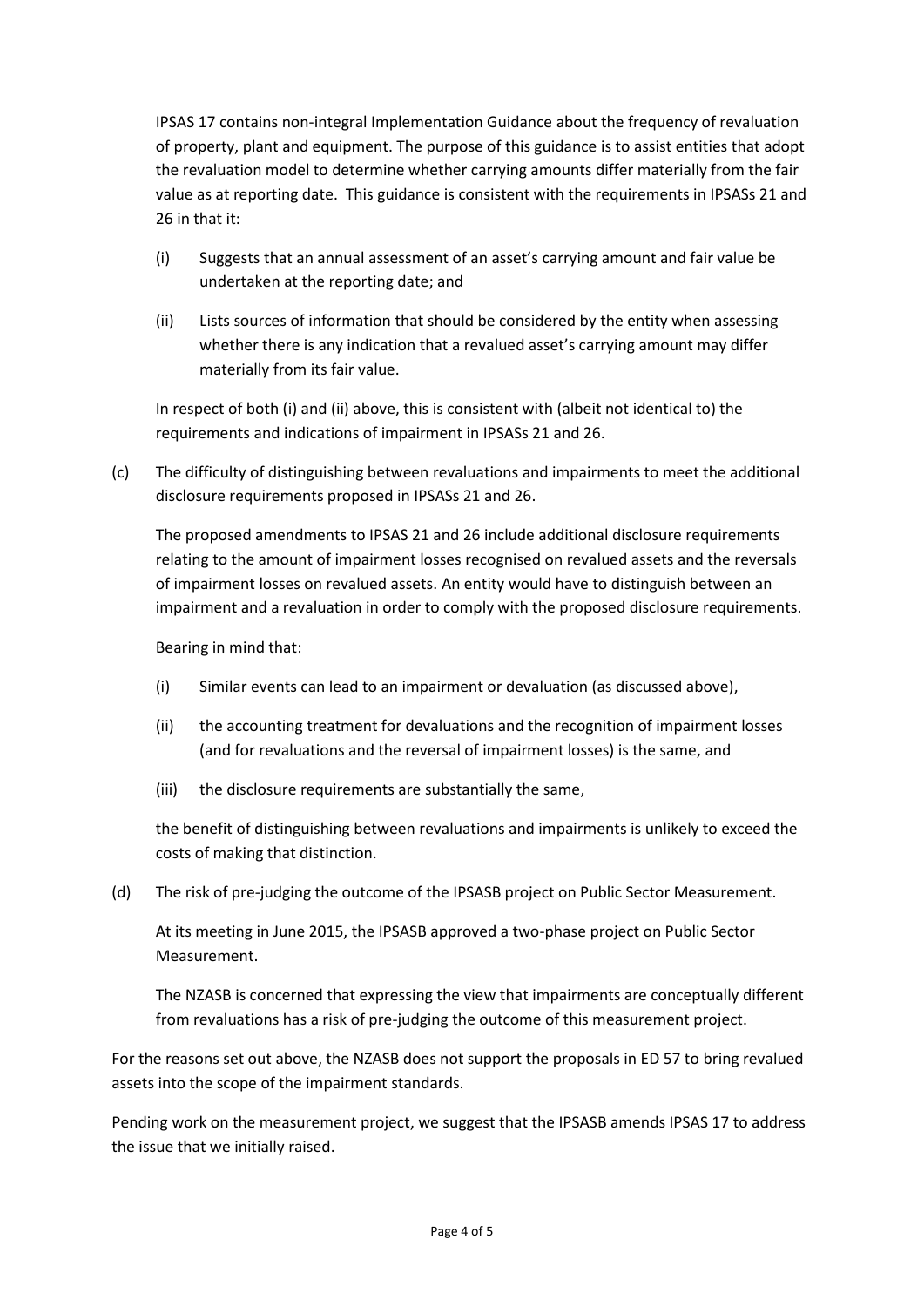IPSAS 17 contains non-integral Implementation Guidance about the frequency of revaluation of property, plant and equipment. The purpose of this guidance is to assist entities that adopt the revaluation model to determine whether carrying amounts differ materially from the fair value as at reporting date. This guidance is consistent with the requirements in IPSASs 21 and 26 in that it:

(i) Suggests that an annual assessment of an asset's carrying amount and fair value be undertaken at the reporting date; and

(ii) Lists sources of information that should be considered by the entity when assessing whether there is any indication that a revalued asset's carrying amount may differ materially from its fair value.

In respect of both (i) and (ii) above, this is consistent with (albeit not identical to) the requirements and indications of impairment in IPSASs 21 and 26.

(c) The difficulty of distinguishing between revaluations and impairments to meet the additional disclosure requirements proposed in IPSASs 21 and 26.

The proposed amendments to IPSAS 21 and 26 include additional disclosure requirements relating to the amount of impairment losses recognised on revalued assets and the reversals of impairment losses on revalued assets. An entity would have to distinguish between an impairment and a revaluation in order to comply with the proposed disclosure requirements.

Bearing in mind that:

(i) Similar events can lead to an impairment or devaluation (as discussed above),

(ii) the accounting treatment for devaluations and the recognition of impairment losses (and for revaluations and the reversal of impairment losses) is the same, and

(iii) the disclosure requirements are substantially the same,

the benefit of distinguishing between revaluations and impairments is unlikely to exceed the costs of making that distinction.

(d) The risk of pre-judging the outcome of the IPSASB project on Public Sector Measurement.

At its meeting in June 2015, the IPSASB approved a two-phase project on Public Sector Measurement.

The NZASB is concerned that expressing the view that impairments are conceptually different from revaluations has a risk of pre-judging the outcome of this measurement project.

For the reasons set out above, the NZASB does not support the proposals in ED 57 to bring revalued assets into the scope of the impairment standards.

Pending work on the measurement project, we suggest that the IPSASB amends IPSAS 17 to address the issue that we initially raised.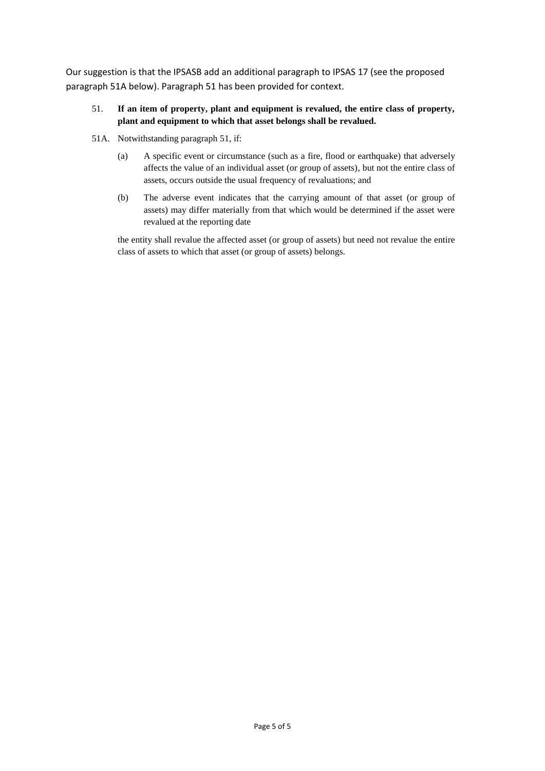Our suggestion is that the IPSASB add an additional paragraph to IPSAS 17 (see the proposed paragraph 51A below). Paragraph 51 has been provided for context.

51. **If an item of property, plant and equipment is revalued, the entire class of property, plant and equipment to which that asset belongs shall be revalued.**

51A. Notwithstanding paragraph 51, if:

(a) A specific event or circumstance (such as a fire, flood or earthquake) that adversely affects the value of an individual asset (or group of assets), but not the entire class of assets, occurs outside the usual frequency of revaluations; and

(b) The adverse event indicates that the carrying amount of that asset (or group of assets) may differ materially from that which would be determined if the asset were revalued at the reporting date

the entity shall revalue the affected asset (or group of assets) but need not revalue the entire class of assets to which that asset (or group of assets) belongs.